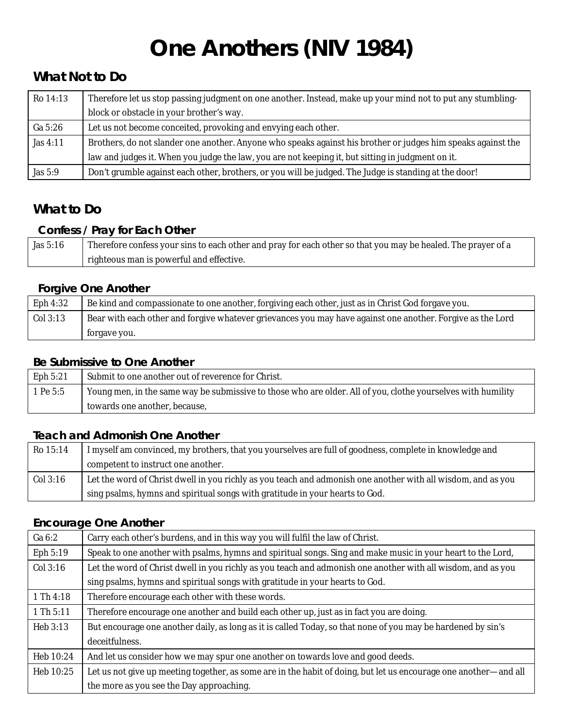# One Anothers (NIV 1984)

## What Not to Do

| | |
|---|---|
| Ro 14:13 | Therefore let us stop passing judgment on one another. Instead, make up your mind not to put any stumbling-block or obstacle in your brother's way. |
| Ga 5:26 | Let us not become conceited, provoking and envying each other. |
| Jas 4:11 | Brothers, do not slander one another. Anyone who speaks against his brother or judges him speaks against the law and judges it. When you judge the law, you are not keeping it, but sitting in judgment on it. |
| Jas 5:9 | Don't grumble against each other, brothers, or you will be judged. The Judge is standing at the door! |

## What to Do

### Confess / Pray for Each Other

| | |
|---|---|
| Jas 5:16 | Therefore confess your sins to each other and pray for each other so that you may be healed. The prayer of a righteous man is powerful and effective. |

### Forgive One Another

| | |
|---|---|
| Eph 4:32 | Be kind and compassionate to one another, forgiving each other, just as in Christ God forgave you. |
| Col 3:13 | Bear with each other and forgive whatever grievances you may have against one another. Forgive as the Lord forgave you. |

### Be Submissive to One Another

| | |
|---|---|
| Eph 5:21 | Submit to one another out of reverence for Christ. |
| 1 Pe 5:5 | Young men, in the same way be submissive to those who are older. All of you, clothe yourselves with humility towards one another, because, |

### Teach and Admonish One Another

| | |
|---|---|
| Ro 15:14 | I myself am convinced, my brothers, that you yourselves are full of goodness, complete in knowledge and competent to instruct one another. |
| Col 3:16 | Let the word of Christ dwell in you richly as you teach and admonish one another with all wisdom, and as you sing psalms, hymns and spiritual songs with gratitude in your hearts to God. |

### Encourage One Another

| | |
|---|---|
| Ga 6:2 | Carry each other's burdens, and in this way you will fulfil the law of Christ. |
| Eph 5:19 | Speak to one another with psalms, hymns and spiritual songs. Sing and make music in your heart to the Lord, |
| Col 3:16 | Let the word of Christ dwell in you richly as you teach and admonish one another with all wisdom, and as you sing psalms, hymns and spiritual songs with gratitude in your hearts to God. |
| 1 Th 4:18 | Therefore encourage each other with these words. |
| 1 Th 5:11 | Therefore encourage one another and build each other up, just as in fact you are doing. |
| Heb 3:13 | But encourage one another daily, as long as it is called Today, so that none of you may be hardened by sin's deceitfulness. |
| Heb 10:24 | And let us consider how we may spur one another on towards love and good deeds. |
| Heb 10:25 | Let us not give up meeting together, as some are in the habit of doing, but let us encourage one another—and all the more as you see the Day approaching. |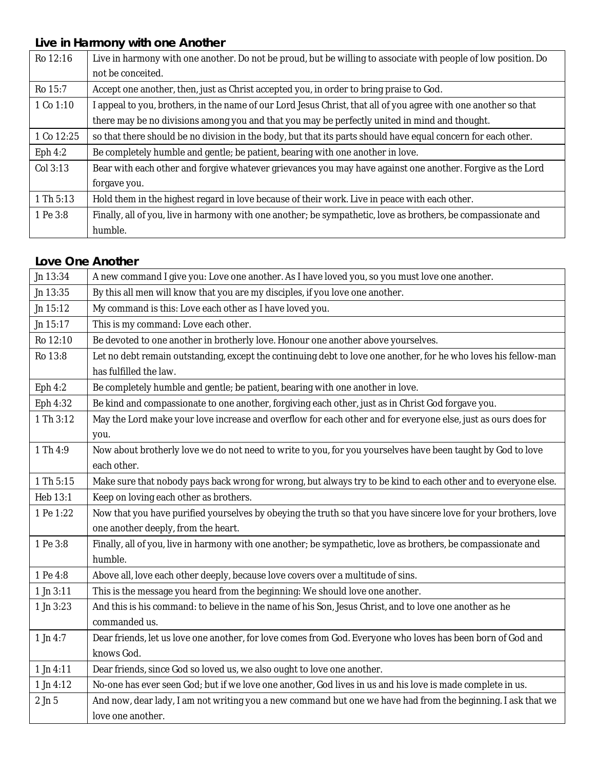## Live in Harmony with one Another

| | |
|---|---|
| Ro 12:16 | Live in harmony with one another. Do not be proud, but be willing to associate with people of low position. Do not be conceited. |
| Ro 15:7 | Accept one another, then, just as Christ accepted you, in order to bring praise to God. |
| 1 Co 1:10 | I appeal to you, brothers, in the name of our Lord Jesus Christ, that all of you agree with one another so that there may be no divisions among you and that you may be perfectly united in mind and thought. |
| 1 Co 12:25 | so that there should be no division in the body, but that its parts should have equal concern for each other. |
| Eph 4:2 | Be completely humble and gentle; be patient, bearing with one another in love. |
| Col 3:13 | Bear with each other and forgive whatever grievances you may have against one another. Forgive as the Lord forgave you. |
| 1 Th 5:13 | Hold them in the highest regard in love because of their work. Live in peace with each other. |
| 1 Pe 3:8 | Finally, all of you, live in harmony with one another; be sympathetic, love as brothers, be compassionate and humble. |

## Love One Another

| | |
|---|---|
| Jn 13:34 | A new command I give you: Love one another. As I have loved you, so you must love one another. |
| Jn 13:35 | By this all men will know that you are my disciples, if you love one another. |
| Jn 15:12 | My command is this: Love each other as I have loved you. |
| Jn 15:17 | This is my command: Love each other. |
| Ro 12:10 | Be devoted to one another in brotherly love. Honour one another above yourselves. |
| Ro 13:8 | Let no debt remain outstanding, except the continuing debt to love one another, for he who loves his fellow-man has fulfilled the law. |
| Eph 4:2 | Be completely humble and gentle; be patient, bearing with one another in love. |
| Eph 4:32 | Be kind and compassionate to one another, forgiving each other, just as in Christ God forgave you. |
| 1 Th 3:12 | May the Lord make your love increase and overflow for each other and for everyone else, just as ours does for you. |
| 1 Th 4:9 | Now about brotherly love we do not need to write to you, for you yourselves have been taught by God to love each other. |
| 1 Th 5:15 | Make sure that nobody pays back wrong for wrong, but always try to be kind to each other and to everyone else. |
| Heb 13:1 | Keep on loving each other as brothers. |
| 1 Pe 1:22 | Now that you have purified yourselves by obeying the truth so that you have sincere love for your brothers, love one another deeply, from the heart. |
| 1 Pe 3:8 | Finally, all of you, live in harmony with one another; be sympathetic, love as brothers, be compassionate and humble. |
| 1 Pe 4:8 | Above all, love each other deeply, because love covers over a multitude of sins. |
| 1 Jn 3:11 | This is the message you heard from the beginning: We should love one another. |
| 1 Jn 3:23 | And this is his command: to believe in the name of his Son, Jesus Christ, and to love one another as he commanded us. |
| 1 Jn 4:7 | Dear friends, let us love one another, for love comes from God. Everyone who loves has been born of God and knows God. |
| 1 Jn 4:11 | Dear friends, since God so loved us, we also ought to love one another. |
| 1 Jn 4:12 | No-one has ever seen God; but if we love one another, God lives in us and his love is made complete in us. |
| 2 Jn 5 | And now, dear lady, I am not writing you a new command but one we have had from the beginning. I ask that we love one another. |